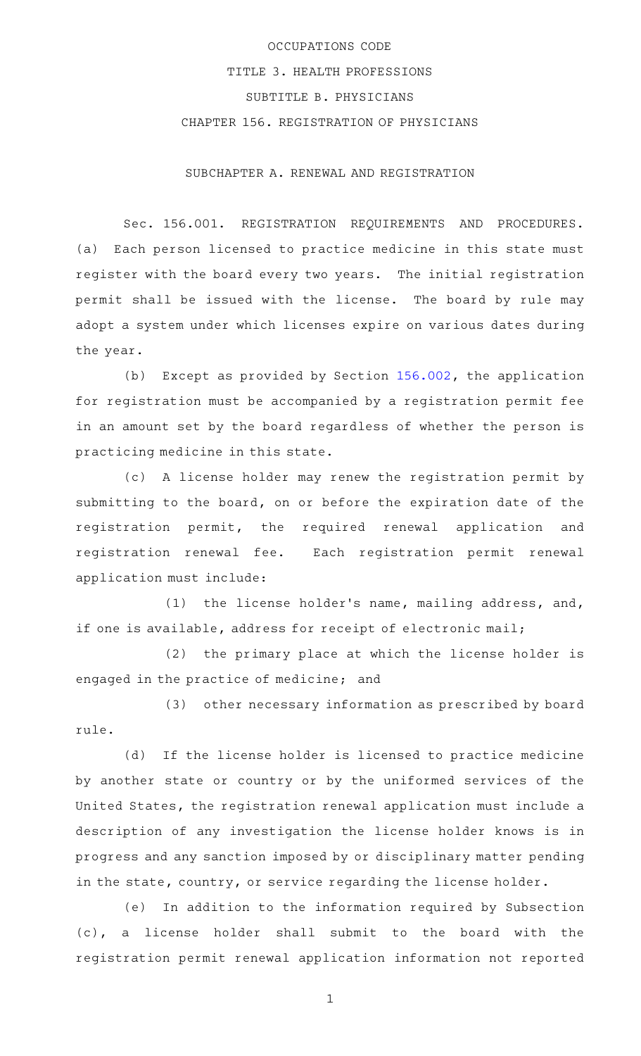OCCUPATIONS CODE

TITLE 3. HEALTH PROFESSIONS

SUBTITLE B. PHYSICIANS

CHAPTER 156. REGISTRATION OF PHYSICIANS

SUBCHAPTER A. RENEWAL AND REGISTRATION

Sec. 156.001. REGISTRATION REQUIREMENTS AND PROCEDURES. (a) Each person licensed to practice medicine in this state must register with the board every two years. The initial registration permit shall be issued with the license. The board by rule may adopt a system under which licenses expire on various dates during the year.

(b) Except as provided by Section 156.002, the application for registration must be accompanied by a registration permit fee in an amount set by the board regardless of whether the person is practicing medicine in this state.

(c) A license holder may renew the registration permit by submitting to the board, on or before the expiration date of the registration permit, the required renewal application and registration renewal fee. Each registration permit renewal application must include:

(1) the license holder's name, mailing address, and, if one is available, address for receipt of electronic mail;

(2) the primary place at which the license holder is engaged in the practice of medicine; and

(3) other necessary information as prescribed by board rule.

(d) If the license holder is licensed to practice medicine by another state or country or by the uniformed services of the United States, the registration renewal application must include a description of any investigation the license holder knows is in progress and any sanction imposed by or disciplinary matter pending in the state, country, or service regarding the license holder.

(e) In addition to the information required by Subsection (c), a license holder shall submit to the board with the registration permit renewal application information not reported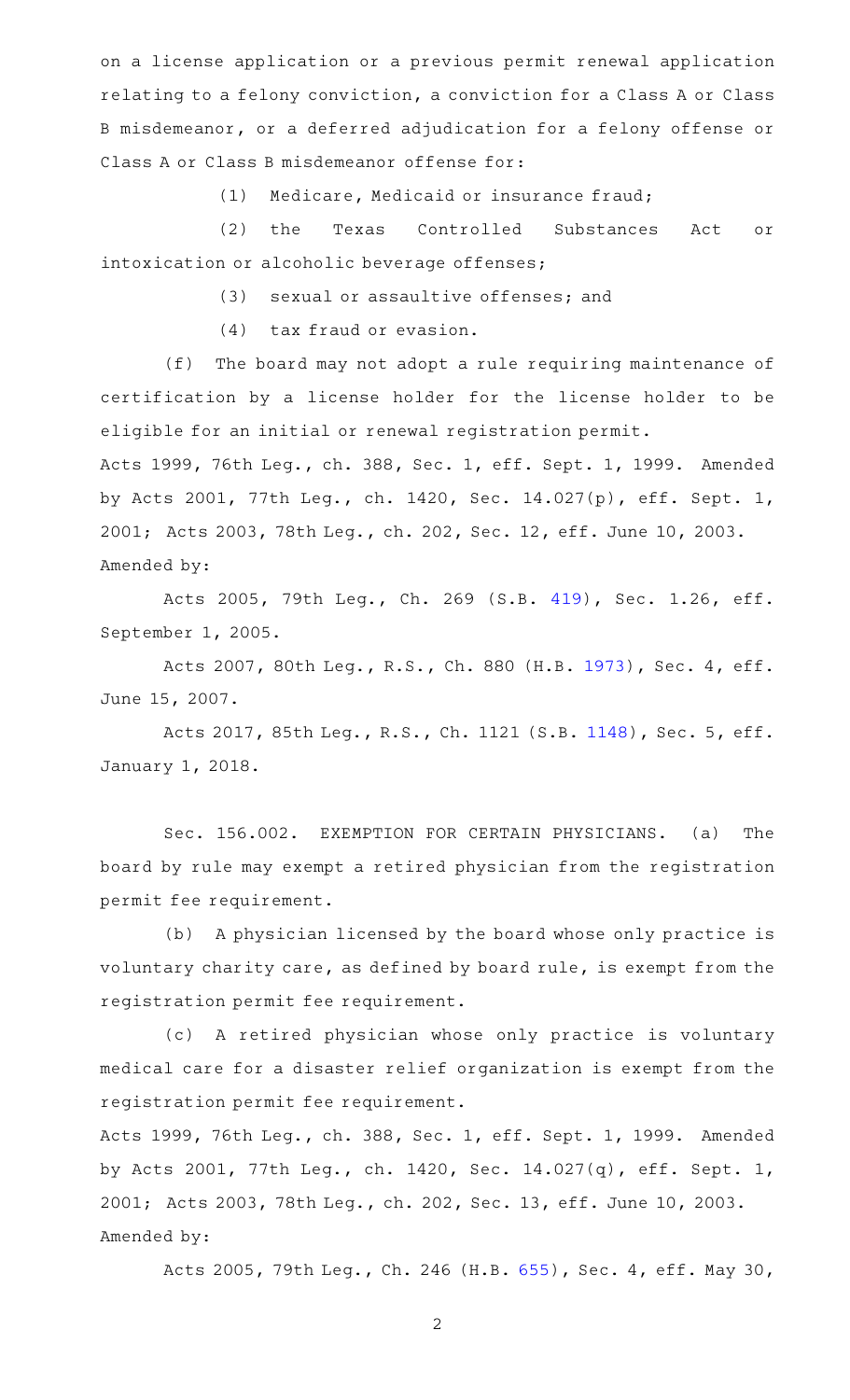on a license application or a previous permit renewal application relating to a felony conviction, a conviction for a Class A or Class B misdemeanor, or a deferred adjudication for a felony offense or Class A or Class B misdemeanor offense for:

(1) Medicare, Medicaid or insurance fraud;

(2) the Texas Controlled Substances Act or intoxication or alcoholic beverage offenses;

(3) sexual or assaultive offenses; and

(4) tax fraud or evasion.

(f) The board may not adopt a rule requiring maintenance of certification by a license holder for the license holder to be eligible for an initial or renewal registration permit.

Acts 1999, 76th Leg., ch. 388, Sec. 1, eff. Sept. 1, 1999. Amended by Acts 2001, 77th Leg., ch. 1420, Sec. 14.027(p), eff. Sept. 1, 2001; Acts 2003, 78th Leg., ch. 202, Sec. 12, eff. June 10, 2003.

Amended by:

Acts 2005, 79th Leg., Ch. 269 (S.B. 419), Sec. 1.26, eff. September 1, 2005.

Acts 2007, 80th Leg., R.S., Ch. 880 (H.B. 1973), Sec. 4, eff. June 15, 2007.

Acts 2017, 85th Leg., R.S., Ch. 1121 (S.B. 1148), Sec. 5, eff. January 1, 2018.

Sec. 156.002. EXEMPTION FOR CERTAIN PHYSICIANS. (a) The board by rule may exempt a retired physician from the registration permit fee requirement.

(b) A physician licensed by the board whose only practice is voluntary charity care, as defined by board rule, is exempt from the registration permit fee requirement.

(c) A retired physician whose only practice is voluntary medical care for a disaster relief organization is exempt from the registration permit fee requirement.

Acts 1999, 76th Leg., ch. 388, Sec. 1, eff. Sept. 1, 1999. Amended by Acts 2001, 77th Leg., ch. 1420, Sec. 14.027(q), eff. Sept. 1, 2001; Acts 2003, 78th Leg., ch. 202, Sec. 13, eff. June 10, 2003.

Amended by:

Acts 2005, 79th Leg., Ch. 246 (H.B. 655), Sec. 4, eff. May 30,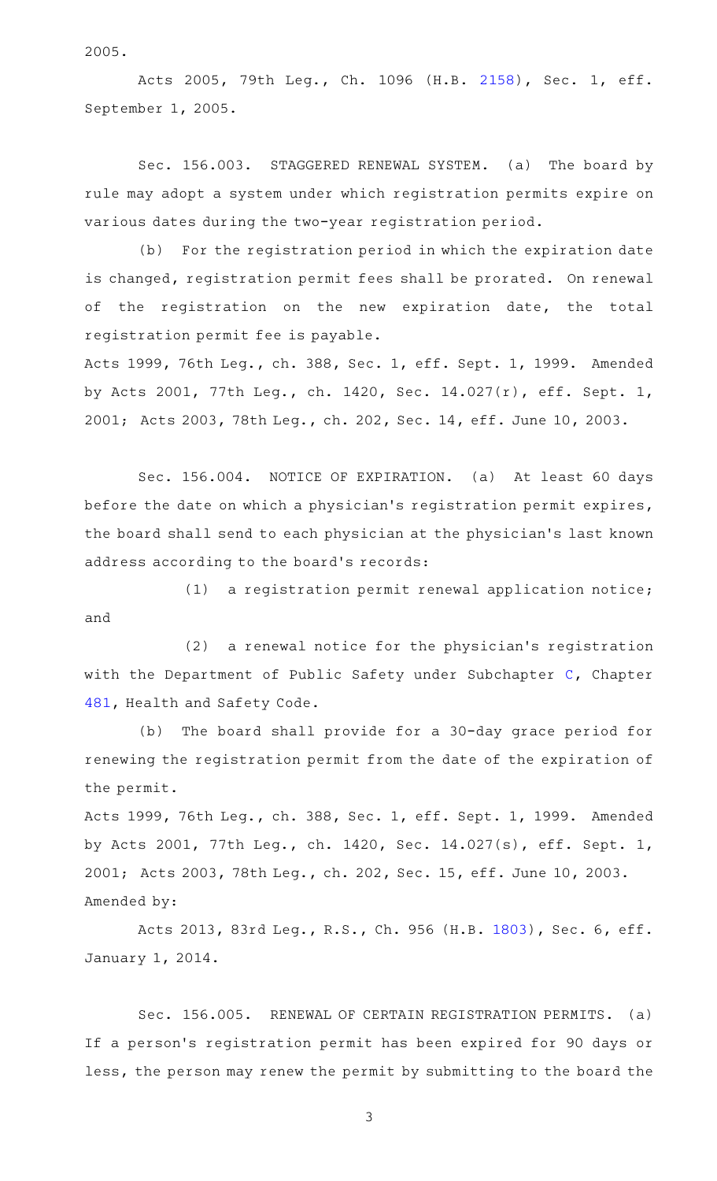2005.

Acts 2005, 79th Leg., Ch. 1096 (H.B. 2158), Sec. 1, eff. September 1, 2005.

Sec. 156.003. STAGGERED RENEWAL SYSTEM. (a) The board by rule may adopt a system under which registration permits expire on various dates during the two-year registration period.

(b) For the registration period in which the expiration date is changed, registration permit fees shall be prorated. On renewal of the registration on the new expiration date, the total registration permit fee is payable.

Acts 1999, 76th Leg., ch. 388, Sec. 1, eff. Sept. 1, 1999. Amended by Acts 2001, 77th Leg., ch. 1420, Sec. 14.027(r), eff. Sept. 1, 2001; Acts 2003, 78th Leg., ch. 202, Sec. 14, eff. June 10, 2003.

Sec. 156.004. NOTICE OF EXPIRATION. (a) At least 60 days before the date on which a physician's registration permit expires, the board shall send to each physician at the physician's last known address according to the board's records:

(1) a registration permit renewal application notice; and

(2) a renewal notice for the physician's registration with the Department of Public Safety under Subchapter C, Chapter 481, Health and Safety Code.

(b) The board shall provide for a 30-day grace period for renewing the registration permit from the date of the expiration of the permit.

Acts 1999, 76th Leg., ch. 388, Sec. 1, eff. Sept. 1, 1999. Amended by Acts 2001, 77th Leg., ch. 1420, Sec. 14.027(s), eff. Sept. 1, 2001; Acts 2003, 78th Leg., ch. 202, Sec. 15, eff. June 10, 2003.

Amended by:

Acts 2013, 83rd Leg., R.S., Ch. 956 (H.B. 1803), Sec. 6, eff. January 1, 2014.

Sec. 156.005. RENEWAL OF CERTAIN REGISTRATION PERMITS. (a) If a person's registration permit has been expired for 90 days or less, the person may renew the permit by submitting to the board the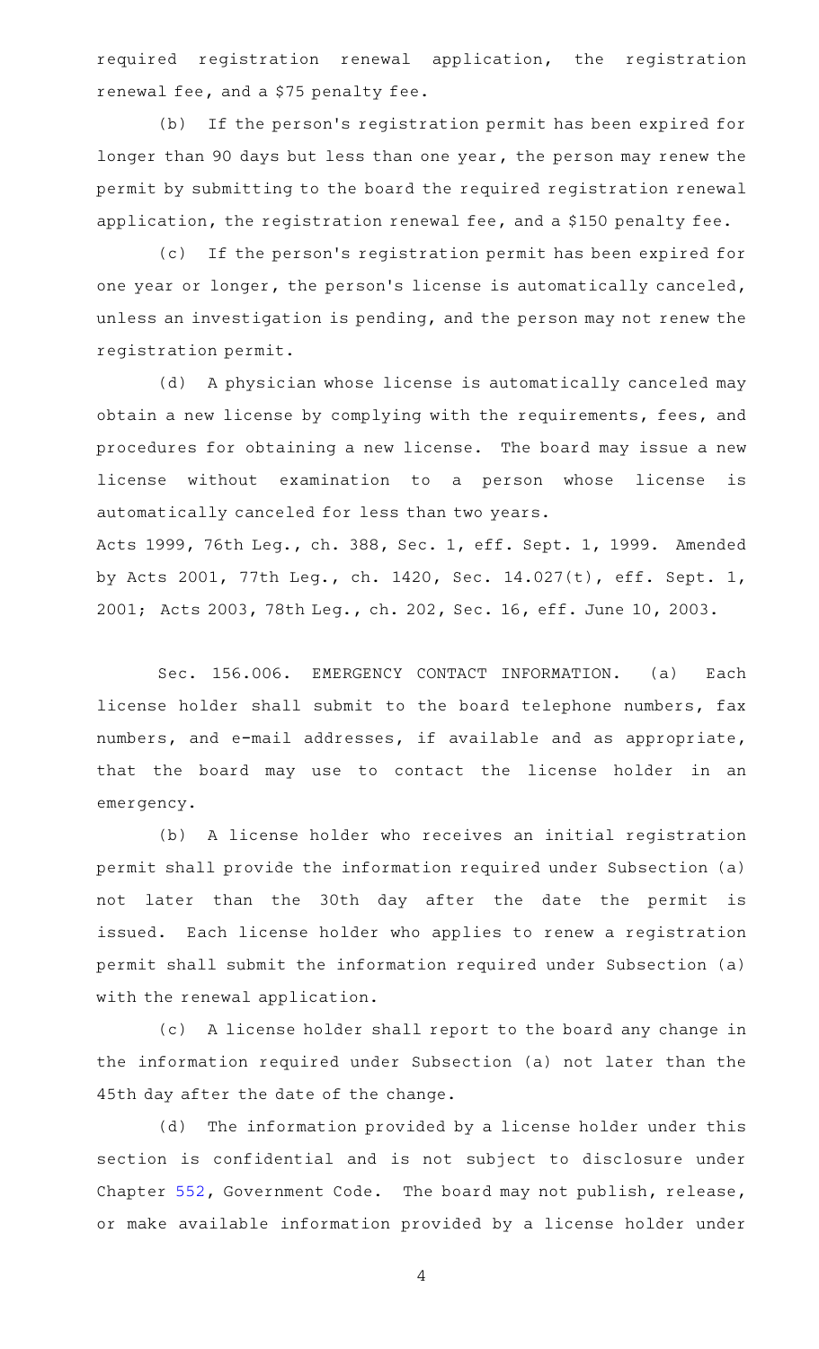required registration renewal application, the registration renewal fee, and a $75 penalty fee.

(b) If the person's registration permit has been expired for longer than 90 days but less than one year, the person may renew the permit by submitting to the board the required registration renewal application, the registration renewal fee, and a $150 penalty fee.

(c) If the person's registration permit has been expired for one year or longer, the person's license is automatically canceled, unless an investigation is pending, and the person may not renew the registration permit.

(d) A physician whose license is automatically canceled may obtain a new license by complying with the requirements, fees, and procedures for obtaining a new license. The board may issue a new license without examination to a person whose license is automatically canceled for less than two years.

Acts 1999, 76th Leg., ch. 388, Sec. 1, eff. Sept. 1, 1999. Amended by Acts 2001, 77th Leg., ch. 1420, Sec. 14.027(t), eff. Sept. 1, 2001; Acts 2003, 78th Leg., ch. 202, Sec. 16, eff. June 10, 2003.

Sec. 156.006. EMERGENCY CONTACT INFORMATION. (a) Each license holder shall submit to the board telephone numbers, fax numbers, and e-mail addresses, if available and as appropriate, that the board may use to contact the license holder in an emergency.

(b) A license holder who receives an initial registration permit shall provide the information required under Subsection (a) not later than the 30th day after the date the permit is issued. Each license holder who applies to renew a registration permit shall submit the information required under Subsection (a) with the renewal application.

(c) A license holder shall report to the board any change in the information required under Subsection (a) not later than the 45th day after the date of the change.

(d) The information provided by a license holder under this section is confidential and is not subject to disclosure under Chapter 552, Government Code. The board may not publish, release, or make available information provided by a license holder under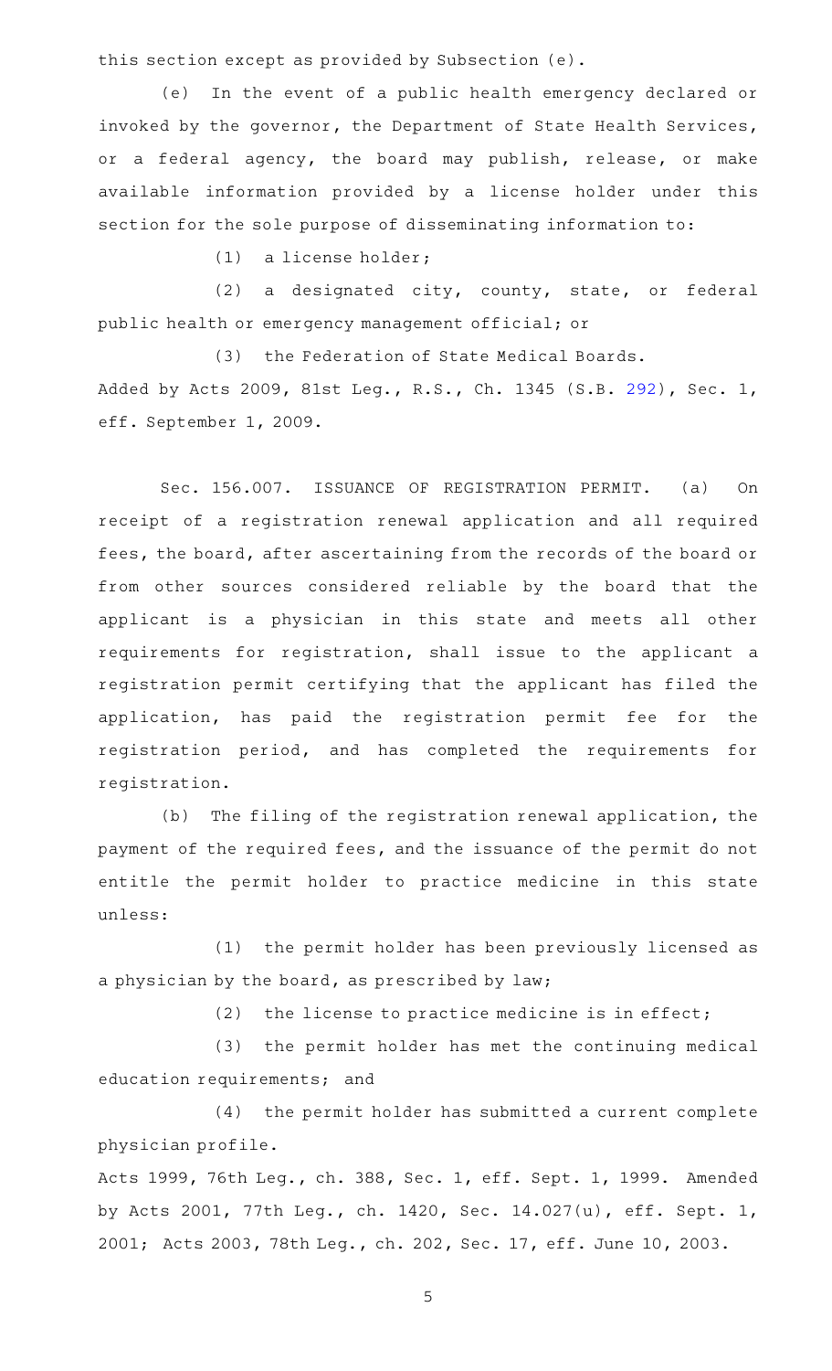this section except as provided by Subsection (e).

(e) In the event of a public health emergency declared or invoked by the governor, the Department of State Health Services, or a federal agency, the board may publish, release, or make available information provided by a license holder under this section for the sole purpose of disseminating information to:

(1) a license holder;

(2) a designated city, county, state, or federal public health or emergency management official; or

(3) the Federation of State Medical Boards.

Added by Acts 2009, 81st Leg., R.S., Ch. 1345 (S.B. 292), Sec. 1, eff. September 1, 2009.

Sec. 156.007. ISSUANCE OF REGISTRATION PERMIT. (a) On receipt of a registration renewal application and all required fees, the board, after ascertaining from the records of the board or from other sources considered reliable by the board that the applicant is a physician in this state and meets all other requirements for registration, shall issue to the applicant a registration permit certifying that the applicant has filed the application, has paid the registration permit fee for the registration period, and has completed the requirements for registration.

(b) The filing of the registration renewal application, the payment of the required fees, and the issuance of the permit do not entitle the permit holder to practice medicine in this state unless:

(1) the permit holder has been previously licensed as a physician by the board, as prescribed by law;

(2) the license to practice medicine is in effect;

(3) the permit holder has met the continuing medical education requirements; and

(4) the permit holder has submitted a current complete physician profile.

Acts 1999, 76th Leg., ch. 388, Sec. 1, eff. Sept. 1, 1999. Amended by Acts 2001, 77th Leg., ch. 1420, Sec. 14.027(u), eff. Sept. 1, 2001; Acts 2003, 78th Leg., ch. 202, Sec. 17, eff. June 10, 2003.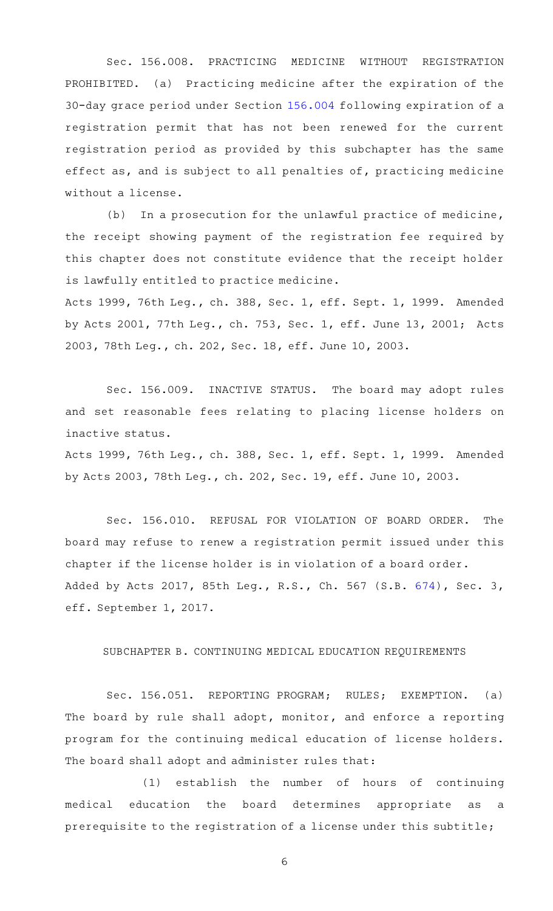Sec. 156.008. PRACTICING MEDICINE WITHOUT REGISTRATION PROHIBITED. (a) Practicing medicine after the expiration of the 30-day grace period under Section 156.004 following expiration of a registration permit that has not been renewed for the current registration period as provided by this subchapter has the same effect as, and is subject to all penalties of, practicing medicine without a license.

(b) In a prosecution for the unlawful practice of medicine, the receipt showing payment of the registration fee required by this chapter does not constitute evidence that the receipt holder is lawfully entitled to practice medicine.

Acts 1999, 76th Leg., ch. 388, Sec. 1, eff. Sept. 1, 1999. Amended by Acts 2001, 77th Leg., ch. 753, Sec. 1, eff. June 13, 2001; Acts 2003, 78th Leg., ch. 202, Sec. 18, eff. June 10, 2003.

Sec. 156.009. INACTIVE STATUS. The board may adopt rules and set reasonable fees relating to placing license holders on inactive status.

Acts 1999, 76th Leg., ch. 388, Sec. 1, eff. Sept. 1, 1999. Amended by Acts 2003, 78th Leg., ch. 202, Sec. 19, eff. June 10, 2003.

Sec. 156.010. REFUSAL FOR VIOLATION OF BOARD ORDER. The board may refuse to renew a registration permit issued under this chapter if the license holder is in violation of a board order.

Added by Acts 2017, 85th Leg., R.S., Ch. 567 (S.B. 674), Sec. 3, eff. September 1, 2017.

SUBCHAPTER B. CONTINUING MEDICAL EDUCATION REQUIREMENTS

Sec. 156.051. REPORTING PROGRAM; RULES; EXEMPTION. (a) The board by rule shall adopt, monitor, and enforce a reporting program for the continuing medical education of license holders. The board shall adopt and administer rules that:

(1) establish the number of hours of continuing medical education the board determines appropriate as a prerequisite to the registration of a license under this subtitle;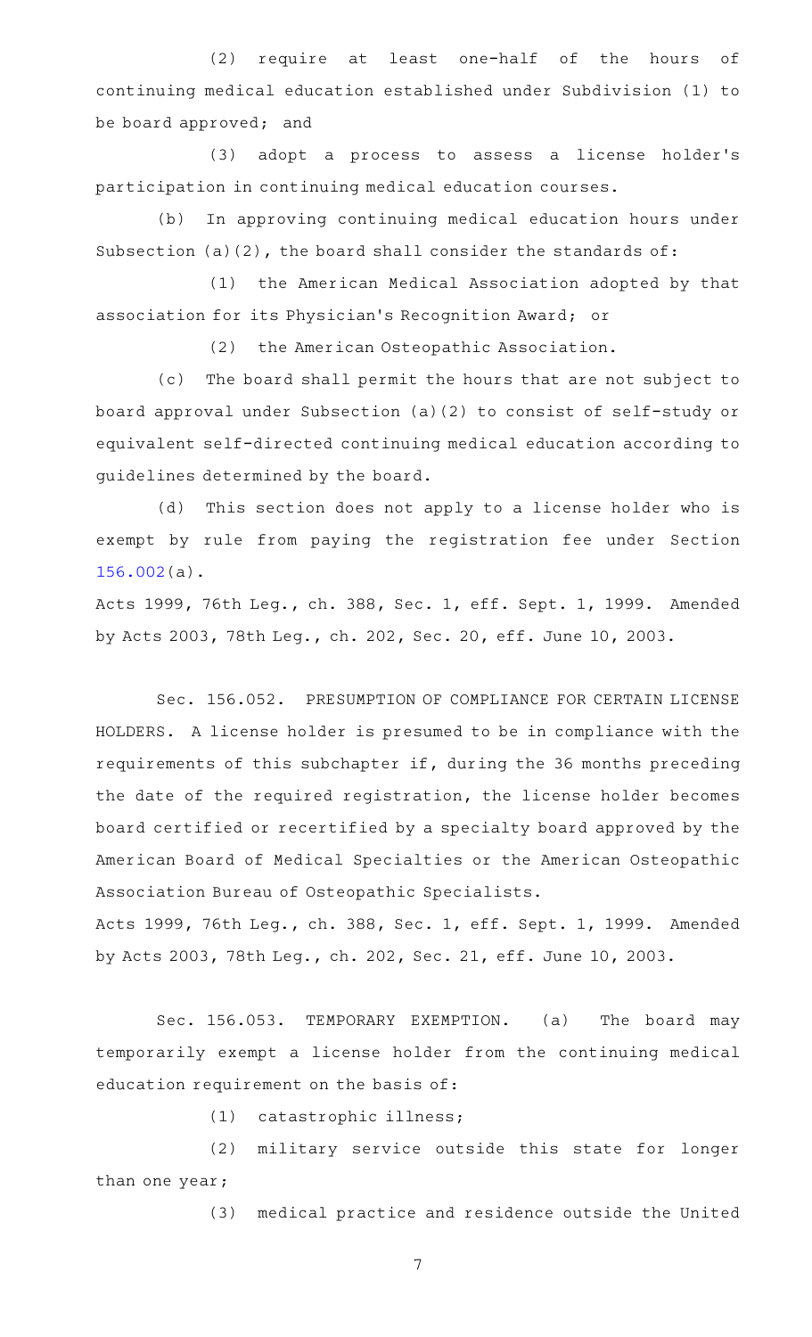(2) require at least one-half of the hours of continuing medical education established under Subdivision (1) to be board approved; and

(3) adopt a process to assess a license holder's participation in continuing medical education courses.

(b) In approving continuing medical education hours under Subsection (a)(2), the board shall consider the standards of:

(1) the American Medical Association adopted by that association for its Physician's Recognition Award; or

(2) the American Osteopathic Association.

(c) The board shall permit the hours that are not subject to board approval under Subsection (a)(2) to consist of self-study or equivalent self-directed continuing medical education according to guidelines determined by the board.

(d) This section does not apply to a license holder who is exempt by rule from paying the registration fee under Section 156.002(a).

Acts 1999, 76th Leg., ch. 388, Sec. 1, eff. Sept. 1, 1999. Amended by Acts 2003, 78th Leg., ch. 202, Sec. 20, eff. June 10, 2003.

Sec. 156.052. PRESUMPTION OF COMPLIANCE FOR CERTAIN LICENSE HOLDERS. A license holder is presumed to be in compliance with the requirements of this subchapter if, during the 36 months preceding the date of the required registration, the license holder becomes board certified or recertified by a specialty board approved by the American Board of Medical Specialties or the American Osteopathic Association Bureau of Osteopathic Specialists.

Acts 1999, 76th Leg., ch. 388, Sec. 1, eff. Sept. 1, 1999. Amended by Acts 2003, 78th Leg., ch. 202, Sec. 21, eff. June 10, 2003.

Sec. 156.053. TEMPORARY EXEMPTION. (a) The board may temporarily exempt a license holder from the continuing medical education requirement on the basis of:

(1) catastrophic illness;

(2) military service outside this state for longer than one year;

(3) medical practice and residence outside the United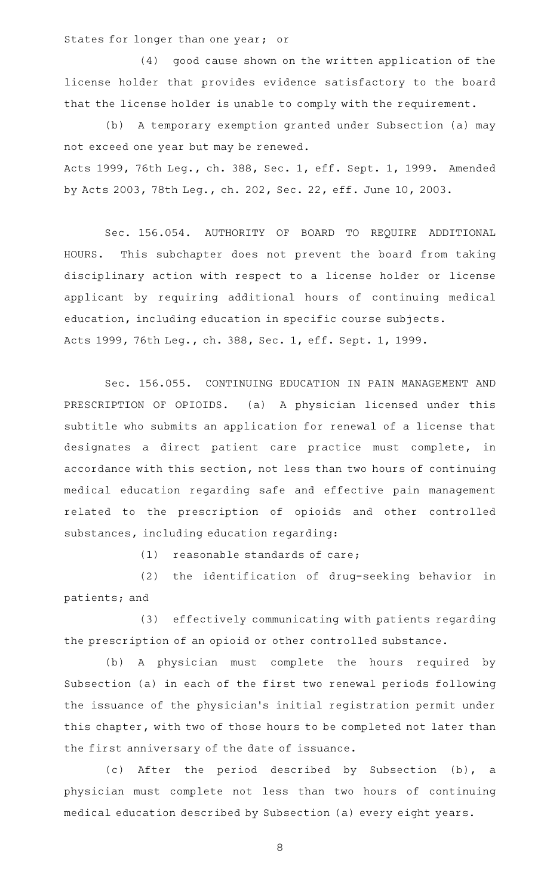States for longer than one year; or

(4) good cause shown on the written application of the license holder that provides evidence satisfactory to the board that the license holder is unable to comply with the requirement.

(b) A temporary exemption granted under Subsection (a) may not exceed one year but may be renewed.

Acts 1999, 76th Leg., ch. 388, Sec. 1, eff. Sept. 1, 1999. Amended by Acts 2003, 78th Leg., ch. 202, Sec. 22, eff. June 10, 2003.

Sec. 156.054. AUTHORITY OF BOARD TO REQUIRE ADDITIONAL HOURS. This subchapter does not prevent the board from taking disciplinary action with respect to a license holder or license applicant by requiring additional hours of continuing medical education, including education in specific course subjects.

Acts 1999, 76th Leg., ch. 388, Sec. 1, eff. Sept. 1, 1999.

Sec. 156.055. CONTINUING EDUCATION IN PAIN MANAGEMENT AND PRESCRIPTION OF OPIOIDS. (a) A physician licensed under this subtitle who submits an application for renewal of a license that designates a direct patient care practice must complete, in accordance with this section, not less than two hours of continuing medical education regarding safe and effective pain management related to the prescription of opioids and other controlled substances, including education regarding:

(1) reasonable standards of care;

(2) the identification of drug-seeking behavior in patients; and

(3) effectively communicating with patients regarding the prescription of an opioid or other controlled substance.

(b) A physician must complete the hours required by Subsection (a) in each of the first two renewal periods following the issuance of the physician's initial registration permit under this chapter, with two of those hours to be completed not later than the first anniversary of the date of issuance.

(c) After the period described by Subsection (b), a physician must complete not less than two hours of continuing medical education described by Subsection (a) every eight years.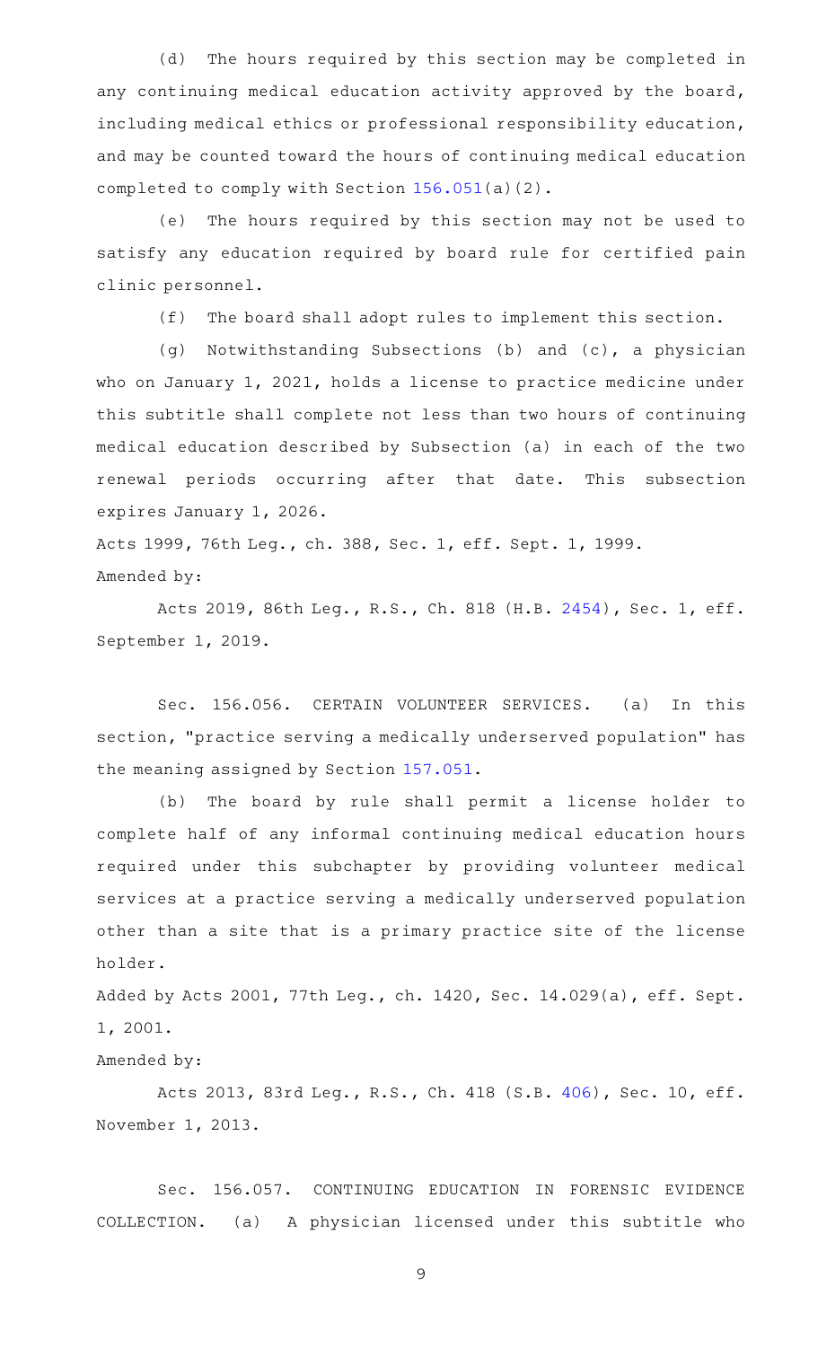(d) The hours required by this section may be completed in any continuing medical education activity approved by the board, including medical ethics or professional responsibility education, and may be counted toward the hours of continuing medical education completed to comply with Section 156.051(a)(2).

(e) The hours required by this section may not be used to satisfy any education required by board rule for certified pain clinic personnel.

(f) The board shall adopt rules to implement this section.

(g) Notwithstanding Subsections (b) and (c), a physician who on January 1, 2021, holds a license to practice medicine under this subtitle shall complete not less than two hours of continuing medical education described by Subsection (a) in each of the two renewal periods occurring after that date. This subsection expires January 1, 2026.

Acts 1999, 76th Leg., ch. 388, Sec. 1, eff. Sept. 1, 1999.

Amended by:

Acts 2019, 86th Leg., R.S., Ch. 818 (H.B. 2454), Sec. 1, eff. September 1, 2019.

Sec. 156.056. CERTAIN VOLUNTEER SERVICES. (a) In this section, "practice serving a medically underserved population" has the meaning assigned by Section 157.051.

(b) The board by rule shall permit a license holder to complete half of any informal continuing medical education hours required under this subchapter by providing volunteer medical services at a practice serving a medically underserved population other than a site that is a primary practice site of the license holder.

Added by Acts 2001, 77th Leg., ch. 1420, Sec. 14.029(a), eff. Sept. 1, 2001.

Amended by:

Acts 2013, 83rd Leg., R.S., Ch. 418 (S.B. 406), Sec. 10, eff. November 1, 2013.

Sec. 156.057. CONTINUING EDUCATION IN FORENSIC EVIDENCE COLLECTION. (a) A physician licensed under this subtitle who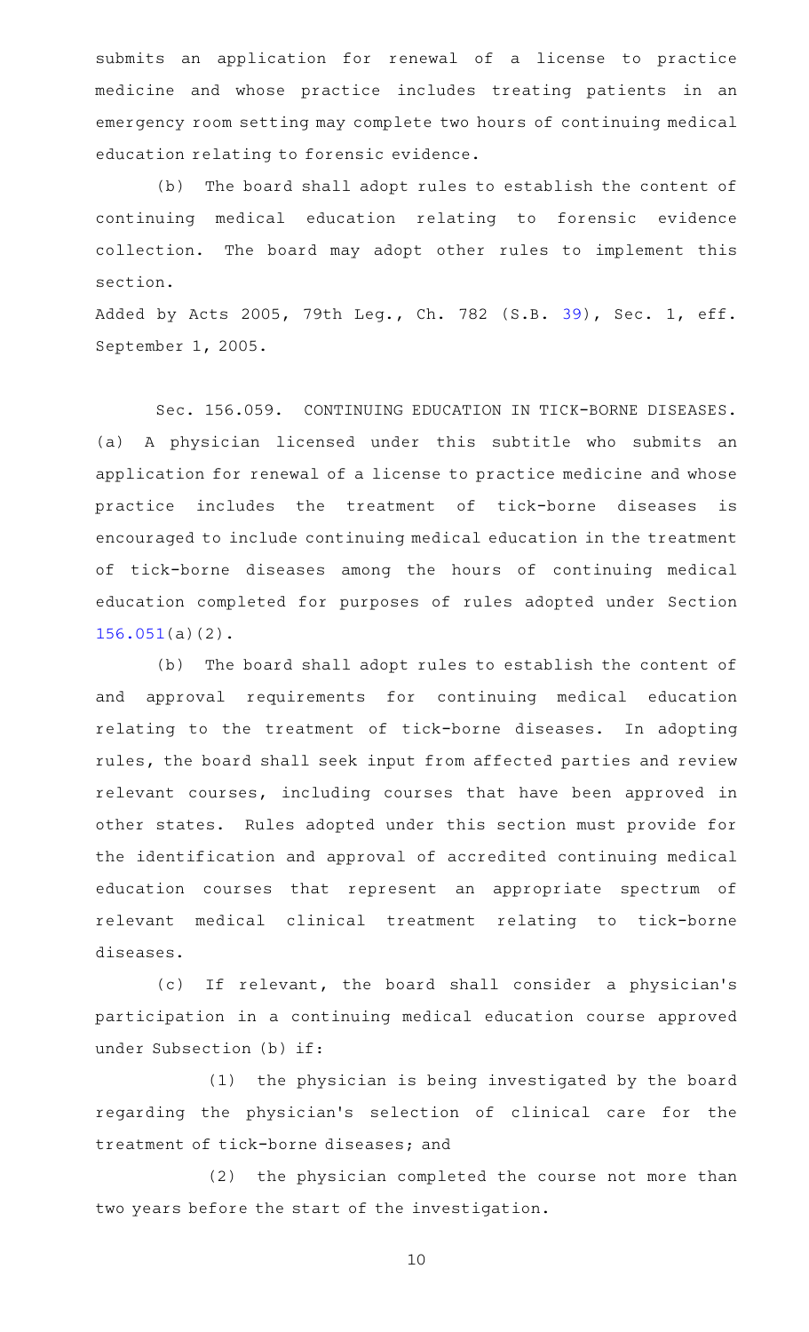submits an application for renewal of a license to practice medicine and whose practice includes treating patients in an emergency room setting may complete two hours of continuing medical education relating to forensic evidence.

(b) The board shall adopt rules to establish the content of continuing medical education relating to forensic evidence collection. The board may adopt other rules to implement this section.

Added by Acts 2005, 79th Leg., Ch. 782 (S.B. 39), Sec. 1, eff. September 1, 2005.

Sec. 156.059. CONTINUING EDUCATION IN TICK-BORNE DISEASES. (a) A physician licensed under this subtitle who submits an application for renewal of a license to practice medicine and whose practice includes the treatment of tick-borne diseases is encouraged to include continuing medical education in the treatment of tick-borne diseases among the hours of continuing medical education completed for purposes of rules adopted under Section 156.051(a)(2).

(b) The board shall adopt rules to establish the content of and approval requirements for continuing medical education relating to the treatment of tick-borne diseases. In adopting rules, the board shall seek input from affected parties and review relevant courses, including courses that have been approved in other states. Rules adopted under this section must provide for the identification and approval of accredited continuing medical education courses that represent an appropriate spectrum of relevant medical clinical treatment relating to tick-borne diseases.

(c) If relevant, the board shall consider a physician's participation in a continuing medical education course approved under Subsection (b) if:

(1) the physician is being investigated by the board regarding the physician's selection of clinical care for the treatment of tick-borne diseases; and

(2) the physician completed the course not more than two years before the start of the investigation.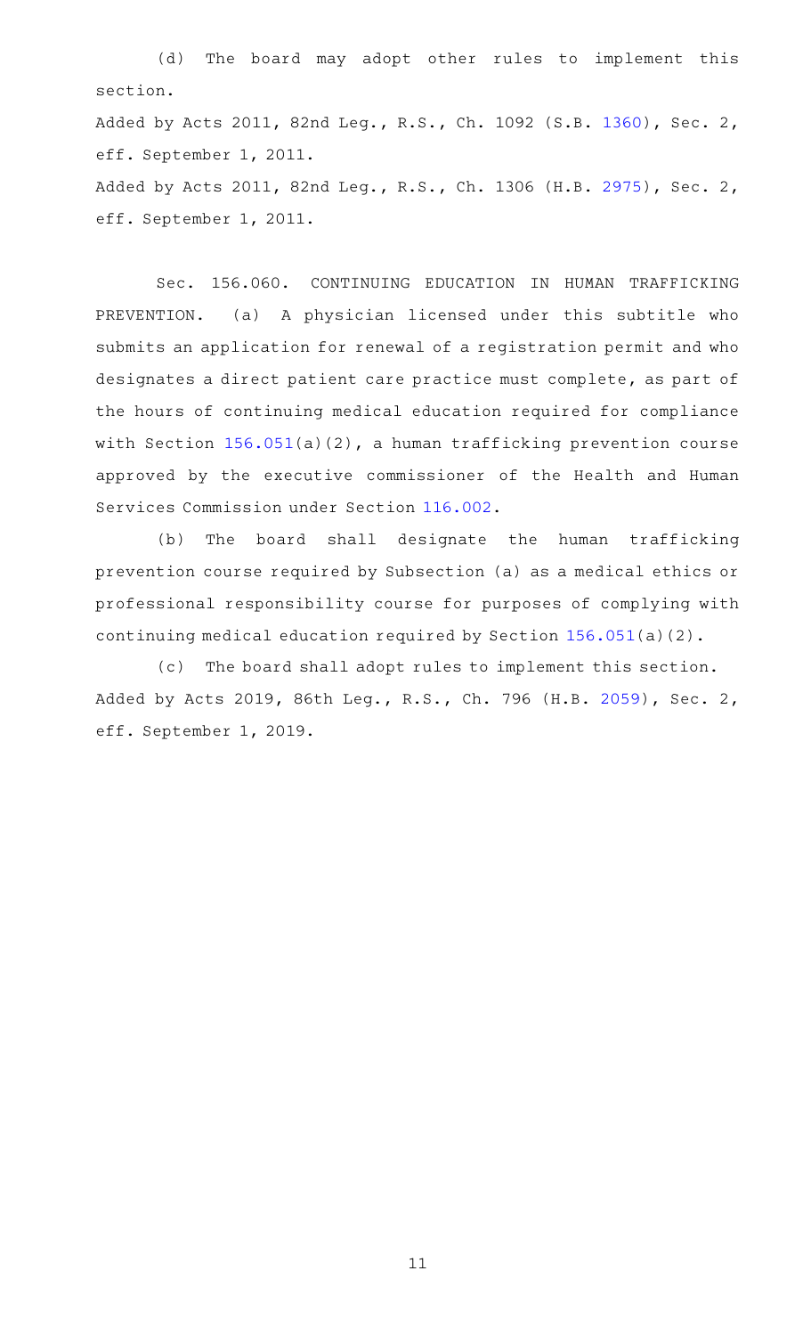(d) The board may adopt other rules to implement this section.

Added by Acts 2011, 82nd Leg., R.S., Ch. 1092 (S.B. 1360), Sec. 2, eff. September 1, 2011.

Added by Acts 2011, 82nd Leg., R.S., Ch. 1306 (H.B. 2975), Sec. 2, eff. September 1, 2011.

Sec. 156.060. CONTINUING EDUCATION IN HUMAN TRAFFICKING PREVENTION. (a) A physician licensed under this subtitle who submits an application for renewal of a registration permit and who designates a direct patient care practice must complete, as part of the hours of continuing medical education required for compliance with Section 156.051(a)(2), a human trafficking prevention course approved by the executive commissioner of the Health and Human Services Commission under Section 116.002.

(b) The board shall designate the human trafficking prevention course required by Subsection (a) as a medical ethics or professional responsibility course for purposes of complying with continuing medical education required by Section 156.051(a)(2).

(c) The board shall adopt rules to implement this section.

Added by Acts 2019, 86th Leg., R.S., Ch. 796 (H.B. 2059), Sec. 2, eff. September 1, 2019.